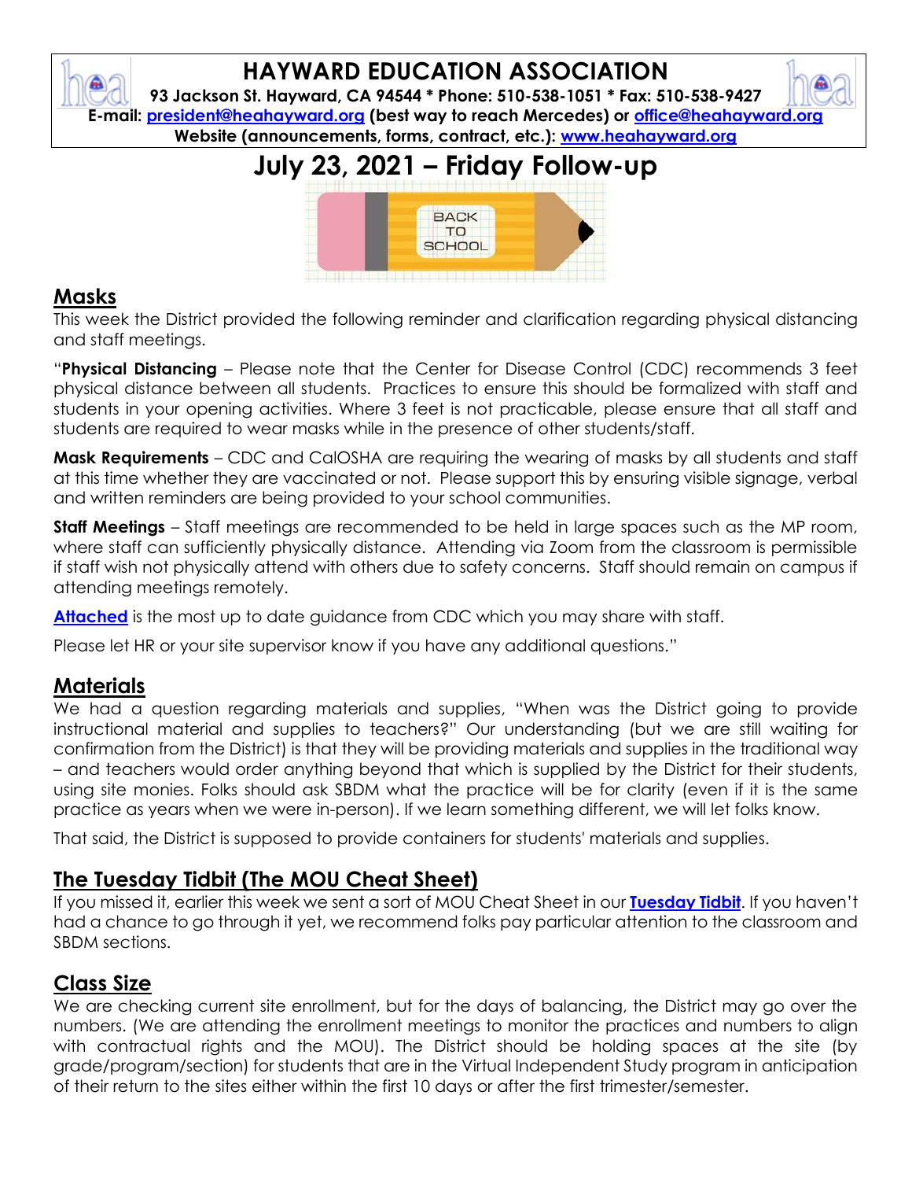# HAYWARD EDUCATION ASSOCIATION

**93 Jackson St. Hayward, CA 94544 * Phone: 510-538-1051 * Fax: 510-538-9427**
**E-mail: president@heahayward.org (best way to reach Mercedes) or office@heahayward.org**
**Website (announcements, forms, contract, etc.): www.heahayward.org**

# July 23, 2021 – Friday Follow-up

## Masks

This week the District provided the following reminder and clarification regarding physical distancing and staff meetings.

"**Physical Distancing** – Please note that the Center for Disease Control (CDC) recommends 3 feet physical distance between all students. Practices to ensure this should be formalized with staff and students in your opening activities. Where 3 feet is not practicable, please ensure that all staff and students are required to wear masks while in the presence of other students/staff.

**Mask Requirements** – CDC and CalOSHA are requiring the wearing of masks by all students and staff at this time whether they are vaccinated or not. Please support this by ensuring visible signage, verbal and written reminders are being provided to your school communities.

**Staff Meetings** – Staff meetings are recommended to be held in large spaces such as the MP room, where staff can sufficiently physically distance. Attending via Zoom from the classroom is permissible if staff wish not physically attend with others due to safety concerns. Staff should remain on campus if attending meetings remotely.

**Attached** is the most up to date guidance from CDC which you may share with staff.

Please let HR or your site supervisor know if you have any additional questions."

## Materials

We had a question regarding materials and supplies, "When was the District going to provide instructional material and supplies to teachers?" Our understanding (but we are still waiting for confirmation from the District) is that they will be providing materials and supplies in the traditional way – and teachers would order anything beyond that which is supplied by the District for their students, using site monies. Folks should ask SBDM what the practice will be for clarity (even if it is the same practice as years when we were in-person). If we learn something different, we will let folks know.

That said, the District is supposed to provide containers for students' materials and supplies.

## The Tuesday Tidbit (The MOU Cheat Sheet)

If you missed it, earlier this week we sent a sort of MOU Cheat Sheet in our **Tuesday Tidbit**. If you haven't had a chance to go through it yet, we recommend folks pay particular attention to the classroom and SBDM sections.

## Class Size

We are checking current site enrollment, but for the days of balancing, the District may go over the numbers. (We are attending the enrollment meetings to monitor the practices and numbers to align with contractual rights and the MOU). The District should be holding spaces at the site (by grade/program/section) for students that are in the Virtual Independent Study program in anticipation of their return to the sites either within the first 10 days or after the first trimester/semester.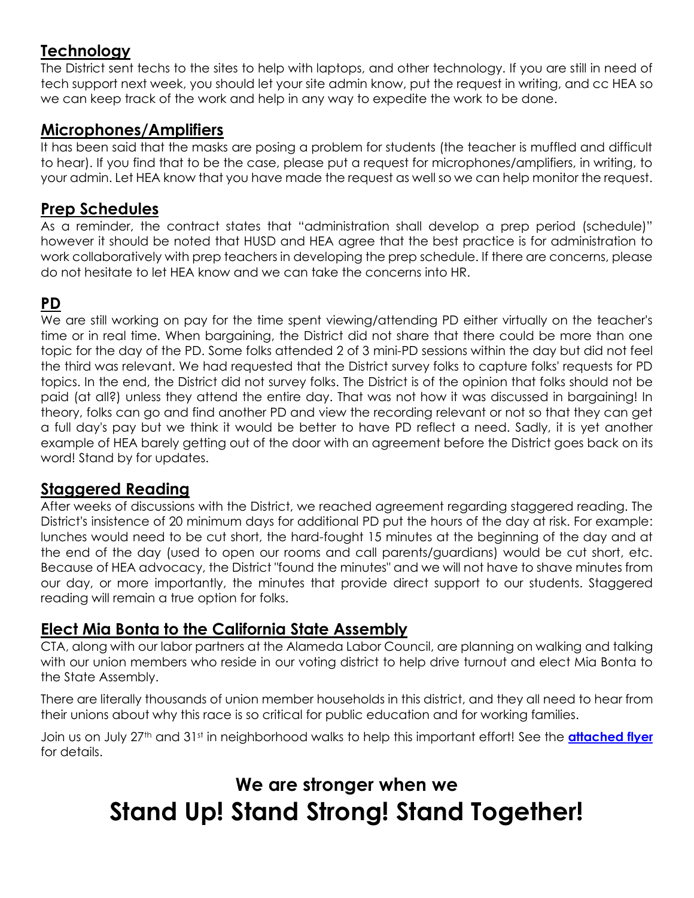## Technology

The District sent techs to the sites to help with laptops, and other technology. If you are still in need of tech support next week, you should let your site admin know, put the request in writing, and cc HEA so we can keep track of the work and help in any way to expedite the work to be done.

## Microphones/Amplifiers

It has been said that the masks are posing a problem for students (the teacher is muffled and difficult to hear). If you find that to be the case, please put a request for microphones/amplifiers, in writing, to your admin. Let HEA know that you have made the request as well so we can help monitor the request.

## Prep Schedules

As a reminder, the contract states that "administration shall develop a prep period (schedule)" however it should be noted that HUSD and HEA agree that the best practice is for administration to work collaboratively with prep teachers in developing the prep schedule. If there are concerns, please do not hesitate to let HEA know and we can take the concerns into HR.

## PD

We are still working on pay for the time spent viewing/attending PD either virtually on the teacher's time or in real time. When bargaining, the District did not share that there could be more than one topic for the day of the PD. Some folks attended 2 of 3 mini-PD sessions within the day but did not feel the third was relevant. We had requested that the District survey folks to capture folks' requests for PD topics. In the end, the District did not survey folks. The District is of the opinion that folks should not be paid (at all?) unless they attend the entire day. That was not how it was discussed in bargaining! In theory, folks can go and find another PD and view the recording relevant or not so that they can get a full day's pay but we think it would be better to have PD reflect a need. Sadly, it is yet another example of HEA barely getting out of the door with an agreement before the District goes back on its word! Stand by for updates.

## Staggered Reading

After weeks of discussions with the District, we reached agreement regarding staggered reading. The District's insistence of 20 minimum days for additional PD put the hours of the day at risk. For example: lunches would need to be cut short, the hard-fought 15 minutes at the beginning of the day and at the end of the day (used to open our rooms and call parents/guardians) would be cut short, etc. Because of HEA advocacy, the District "found the minutes" and we will not have to shave minutes from our day, or more importantly, the minutes that provide direct support to our students. Staggered reading will remain a true option for folks.

## Elect Mia Bonta to the California State Assembly

CTA, along with our labor partners at the Alameda Labor Council, are planning on walking and talking with our union members who reside in our voting district to help drive turnout and elect Mia Bonta to the State Assembly.

There are literally thousands of union member households in this district, and they all need to hear from their unions about why this race is so critical for public education and for working families.

Join us on July 27th and 31st in neighborhood walks to help this important effort! See the **attached flyer** for details.

**We are stronger when we**

# Stand Up! Stand Strong! Stand Together!